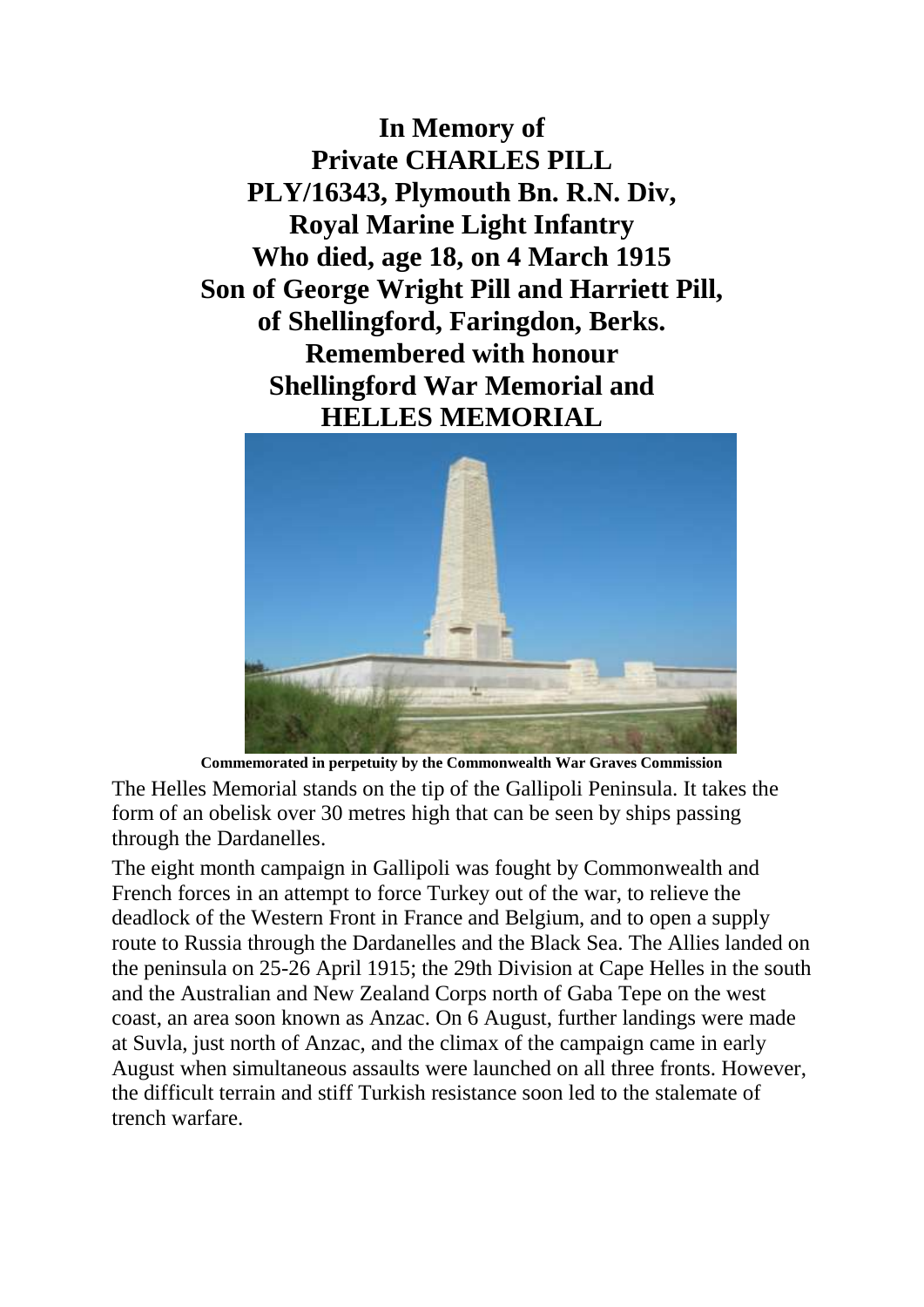**In Memory of**
**Private CHARLES PILL**
**PLY/16343, Plymouth Bn. R.N. Div,**
**Royal Marine Light Infantry**
**Who died, age 18, on 4 March 1915**
**Son of George Wright Pill and Harriett Pill,**
**of Shellingford, Faringdon, Berks.**
**Remembered with honour**
**Shellingford War Memorial and**
**HELLES MEMORIAL**

**Commemorated in perpetuity by the Commonwealth War Graves Commission**

The Helles Memorial stands on the tip of the Gallipoli Peninsula. It takes the form of an obelisk over 30 metres high that can be seen by ships passing through the Dardanelles.

The eight month campaign in Gallipoli was fought by Commonwealth and French forces in an attempt to force Turkey out of the war, to relieve the deadlock of the Western Front in France and Belgium, and to open a supply route to Russia through the Dardanelles and the Black Sea. The Allies landed on the peninsula on 25-26 April 1915; the 29th Division at Cape Helles in the south and the Australian and New Zealand Corps north of Gaba Tepe on the west coast, an area soon known as Anzac. On 6 August, further landings were made at Suvla, just north of Anzac, and the climax of the campaign came in early August when simultaneous assaults were launched on all three fronts. However, the difficult terrain and stiff Turkish resistance soon led to the stalemate of trench warfare.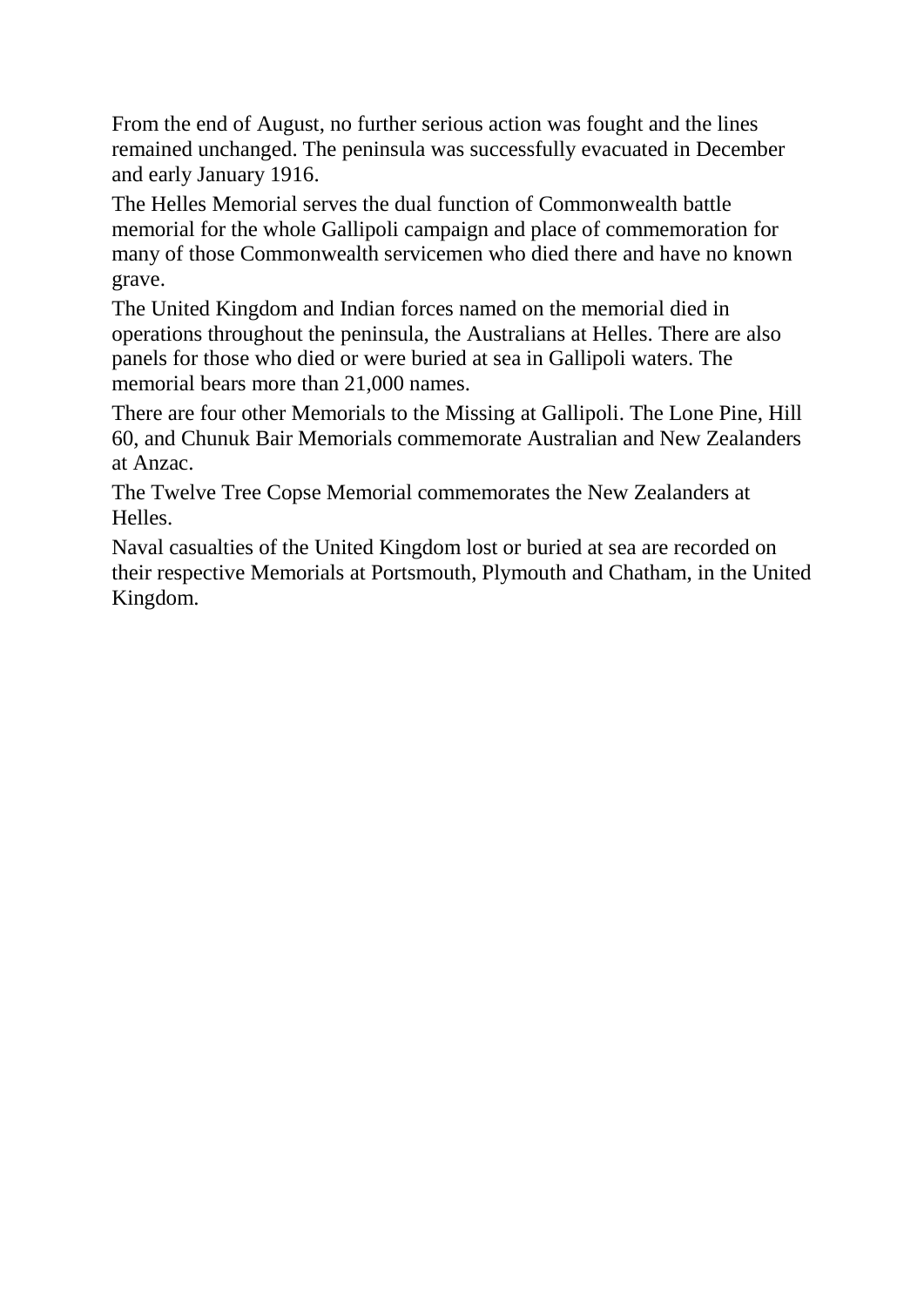From the end of August, no further serious action was fought and the lines remained unchanged. The peninsula was successfully evacuated in December and early January 1916.

The Helles Memorial serves the dual function of Commonwealth battle memorial for the whole Gallipoli campaign and place of commemoration for many of those Commonwealth servicemen who died there and have no known grave.

The United Kingdom and Indian forces named on the memorial died in operations throughout the peninsula, the Australians at Helles. There are also panels for those who died or were buried at sea in Gallipoli waters. The memorial bears more than 21,000 names.

There are four other Memorials to the Missing at Gallipoli. The Lone Pine, Hill 60, and Chunuk Bair Memorials commemorate Australian and New Zealanders at Anzac.

The Twelve Tree Copse Memorial commemorates the New Zealanders at Helles.

Naval casualties of the United Kingdom lost or buried at sea are recorded on their respective Memorials at Portsmouth, Plymouth and Chatham, in the United Kingdom.